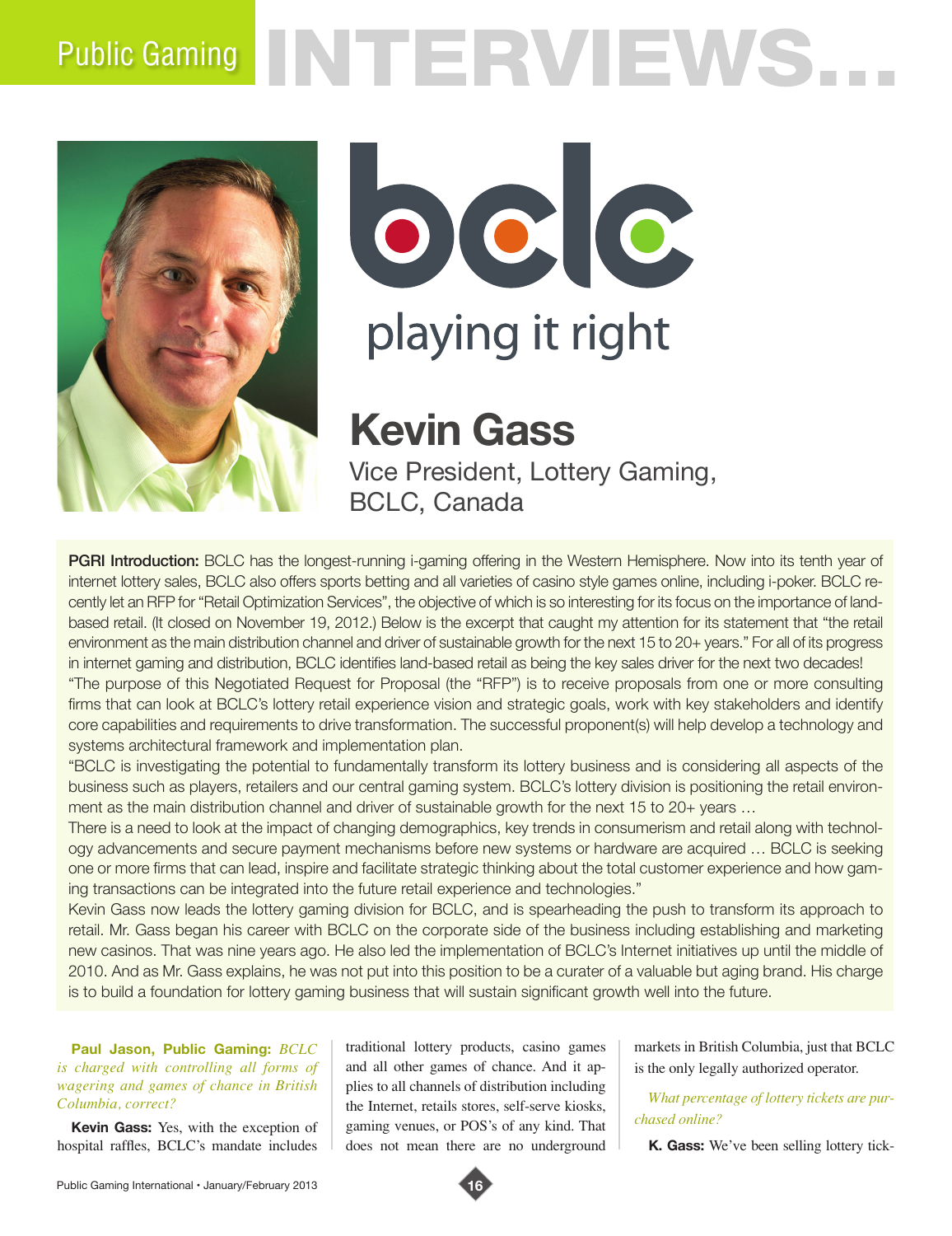# Public Gaming INTERVIEWS...

bclc

playing it right

## Kevin Gass

Vice President, Lottery Gaming, BCLC, Canada

**PGRI Introduction:** BCLC has the longest-running i-gaming offering in the Western Hemisphere. Now into its tenth year of internet lottery sales, BCLC also offers sports betting and all varieties of casino style games online, including i-poker. BCLC recently let an RFP for "Retail Optimization Services", the objective of which is so interesting for its focus on the importance of land-based retail. (It closed on November 19, 2012.) Below is the excerpt that caught my attention for its statement that "the retail environment as the main distribution channel and driver of sustainable growth for the next 15 to 20+ years." For all of its progress in internet gaming and distribution, BCLC identifies land-based retail as being the key sales driver for the next two decades!

"The purpose of this Negotiated Request for Proposal (the "RFP") is to receive proposals from one or more consulting firms that can look at BCLC's lottery retail experience vision and strategic goals, work with key stakeholders and identify core capabilities and requirements to drive transformation. The successful proponent(s) will help develop a technology and systems architectural framework and implementation plan.

"BCLC is investigating the potential to fundamentally transform its lottery business and is considering all aspects of the business such as players, retailers and our central gaming system. BCLC's lottery division is positioning the retail environment as the main distribution channel and driver of sustainable growth for the next 15 to 20+ years …

There is a need to look at the impact of changing demographics, key trends in consumerism and retail along with technology advancements and secure payment mechanisms before new systems or hardware are acquired … BCLC is seeking one or more firms that can lead, inspire and facilitate strategic thinking about the total customer experience and how gaming transactions can be integrated into the future retail experience and technologies."

Kevin Gass now leads the lottery gaming division for BCLC, and is spearheading the push to transform its approach to retail. Mr. Gass began his career with BCLC on the corporate side of the business including establishing and marketing new casinos. That was nine years ago. He also led the implementation of BCLC's Internet initiatives up until the middle of 2010. And as Mr. Gass explains, he was not put into this position to be a curater of a valuable but aging brand. His charge is to build a foundation for lottery gaming business that will sustain significant growth well into the future.

**Paul Jason, Public Gaming:** *BCLC is charged with controlling all forms of wagering and games of chance in British Columbia, correct?*

**Kevin Gass:** Yes, with the exception of hospital raffles, BCLC's mandate includes traditional lottery products, casino games and all other games of chance. And it applies to all channels of distribution including the Internet, retails stores, self-serve kiosks, gaming venues, or POS's of any kind. That does not mean there are no underground markets in British Columbia, just that BCLC is the only legally authorized operator.

*What percentage of lottery tickets are purchased online?*

**K. Gass:** We've been selling lottery tick-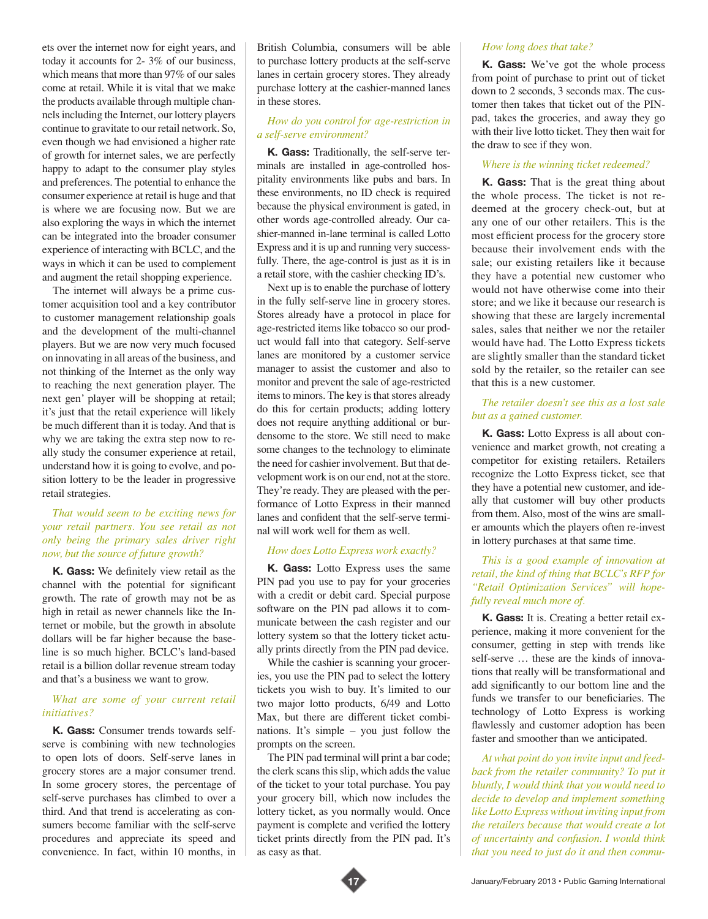ets over the internet now for eight years, and today it accounts for 2- 3% of our business, which means that more than 97% of our sales come at retail. While it is vital that we make the products available through multiple channels including the Internet, our lottery players continue to gravitate to our retail network. So, even though we had envisioned a higher rate of growth for internet sales, we are perfectly happy to adapt to the consumer play styles and preferences. The potential to enhance the consumer experience at retail is huge and that is where we are focusing now. But we are also exploring the ways in which the internet can be integrated into the broader consumer experience of interacting with BCLC, and the ways in which it can be used to complement and augment the retail shopping experience.

The internet will always be a prime customer acquisition tool and a key contributor to customer management relationship goals and the development of the multi-channel players. But we are now very much focused on innovating in all areas of the business, and not thinking of the Internet as the only way to reaching the next generation player. The next gen' player will be shopping at retail; it's just that the retail experience will likely be much different than it is today. And that is why we are taking the extra step now to really study the consumer experience at retail, understand how it is going to evolve, and position lottery to be the leader in progressive retail strategies.

*That would seem to be exciting news for your retail partners. You see retail as not only being the primary sales driver right now, but the source of future growth?*

**K. Gass:** We definitely view retail as the channel with the potential for significant growth. The rate of growth may not be as high in retail as newer channels like the Internet or mobile, but the growth in absolute dollars will be far higher because the baseline is so much higher. BCLC's land-based retail is a billion dollar revenue stream today and that's a business we want to grow.

*What are some of your current retail initiatives?*

**K. Gass:** Consumer trends towards self-serve is combining with new technologies to open lots of doors. Self-serve lanes in grocery stores are a major consumer trend. In some grocery stores, the percentage of self-serve purchases has climbed to over a third. And that trend is accelerating as consumers become familiar with the self-serve procedures and appreciate its speed and convenience. In fact, within 10 months, in British Columbia, consumers will be able to purchase lottery products at the self-serve lanes in certain grocery stores. They already purchase lottery at the cashier-manned lanes in these stores.

*How do you control for age-restriction in a self-serve environment?*

**K. Gass:** Traditionally, the self-serve terminals are installed in age-controlled hospitality environments like pubs and bars. In these environments, no ID check is required because the physical environment is gated, in other words age-controlled already. Our cashier-manned in-lane terminal is called Lotto Express and it is up and running very successfully. There, the age-control is just as it is in a retail store, with the cashier checking ID's.

Next up is to enable the purchase of lottery in the fully self-serve line in grocery stores. Stores already have a protocol in place for age-restricted items like tobacco so our product would fall into that category. Self-serve lanes are monitored by a customer service manager to assist the customer and also to monitor and prevent the sale of age-restricted items to minors. The key is that stores already do this for certain products; adding lottery does not require anything additional or burdensome to the store. We still need to make some changes to the technology to eliminate the need for cashier involvement. But that development work is on our end, not at the store. They're ready. They are pleased with the performance of Lotto Express in their manned lanes and confident that the self-serve terminal will work well for them as well.

*How does Lotto Express work exactly?*

**K. Gass:** Lotto Express uses the same PIN pad you use to pay for your groceries with a credit or debit card. Special purpose software on the PIN pad allows it to communicate between the cash register and our lottery system so that the lottery ticket actually prints directly from the PIN pad device.

While the cashier is scanning your groceries, you use the PIN pad to select the lottery tickets you wish to buy. It's limited to our two major lotto products, 6/49 and Lotto Max, but there are different ticket combinations. It's simple – you just follow the prompts on the screen.

The PIN pad terminal will print a bar code; the clerk scans this slip, which adds the value of the ticket to your total purchase. You pay your grocery bill, which now includes the lottery ticket, as you normally would. Once payment is complete and verified the lottery ticket prints directly from the PIN pad. It's as easy as that.

*How long does that take?*

**K. Gass:** We've got the whole process from point of purchase to print out of ticket down to 2 seconds, 3 seconds max. The customer then takes that ticket out of the PIN-pad, takes the groceries, and away they go with their live lotto ticket. They then wait for the draw to see if they won.

*Where is the winning ticket redeemed?*

**K. Gass:** That is the great thing about the whole process. The ticket is not redeemed at the grocery check-out, but at any one of our other retailers. This is the most efficient process for the grocery store because their involvement ends with the sale; our existing retailers like it because they have a potential new customer who would not have otherwise come into their store; and we like it because our research is showing that these are largely incremental sales, sales that neither we nor the retailer would have had. The Lotto Express tickets are slightly smaller than the standard ticket sold by the retailer, so the retailer can see that this is a new customer.

*The retailer doesn't see this as a lost sale but as a gained customer.*

**K. Gass:** Lotto Express is all about convenience and market growth, not creating a competitor for existing retailers. Retailers recognize the Lotto Express ticket, see that they have a potential new customer, and ideally that customer will buy other products from them. Also, most of the wins are smaller amounts which the players often re-invest in lottery purchases at that same time.

*This is a good example of innovation at retail, the kind of thing that BCLC's RFP for "Retail Optimization Services" will hopefully reveal much more of.*

**K. Gass:** It is. Creating a better retail experience, making it more convenient for the consumer, getting in step with trends like self-serve … these are the kinds of innovations that really will be transformational and add significantly to our bottom line and the funds we transfer to our beneficiaries. The technology of Lotto Express is working flawlessly and customer adoption has been faster and smoother than we anticipated.

*At what point do you invite input and feedback from the retailer community? To put it bluntly, I would think that you would need to decide to develop and implement something like Lotto Express without inviting input from the retailers because that would create a lot of uncertainty and confusion. I would think that you need to just do it and then commu-*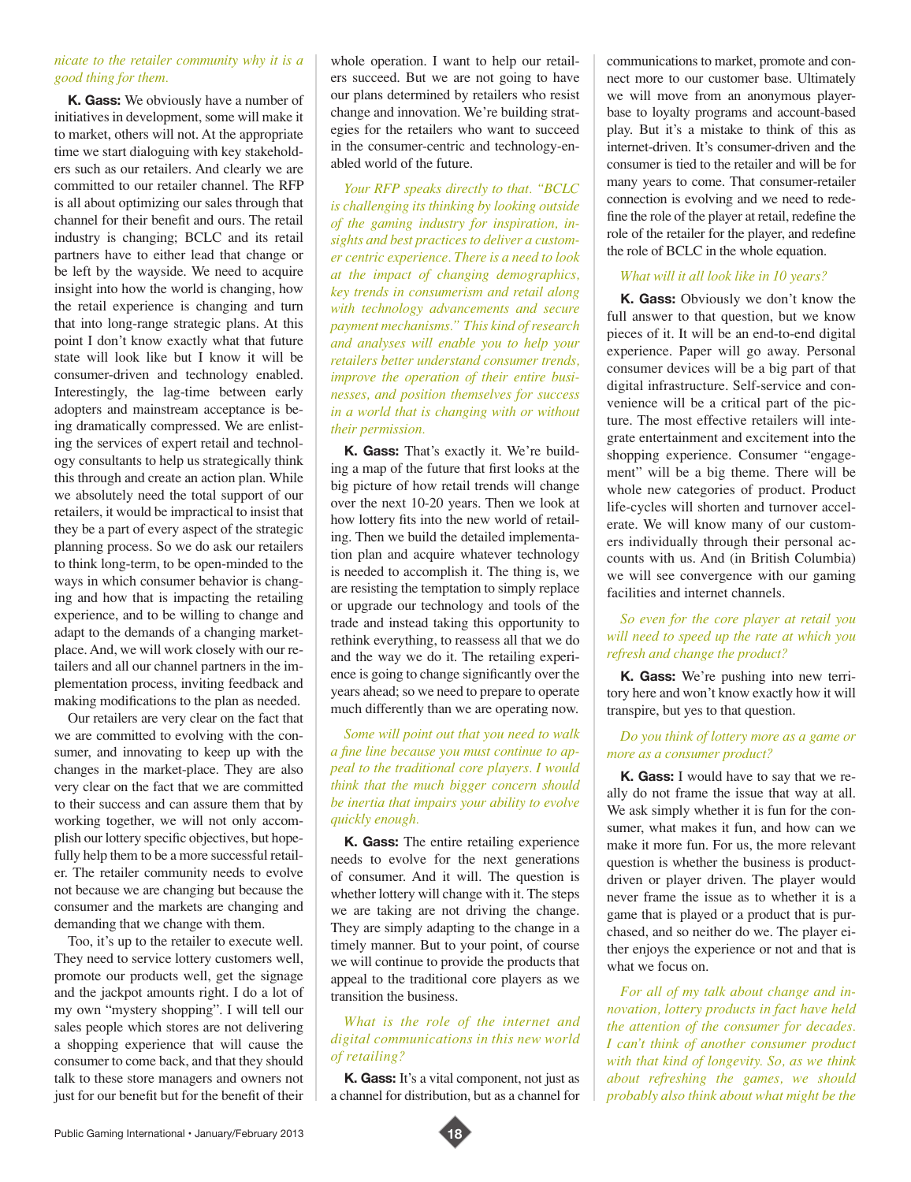*nicate to the retailer community why it is a good thing for them.*

**K. Gass:** We obviously have a number of initiatives in development, some will make it to market, others will not. At the appropriate time we start dialoguing with key stakeholders such as our retailers. And clearly we are committed to our retailer channel. The RFP is all about optimizing our sales through that channel for their benefit and ours. The retail industry is changing; BCLC and its retail partners have to either lead that change or be left by the wayside. We need to acquire insight into how the world is changing, how the retail experience is changing and turn that into long-range strategic plans. At this point I don't know exactly what that future state will look like but I know it will be consumer-driven and technology enabled. Interestingly, the lag-time between early adopters and mainstream acceptance is being dramatically compressed. We are enlisting the services of expert retail and technology consultants to help us strategically think this through and create an action plan. While we absolutely need the total support of our retailers, it would be impractical to insist that they be a part of every aspect of the strategic planning process. So we do ask our retailers to think long-term, to be open-minded to the ways in which consumer behavior is changing and how that is impacting the retailing experience, and to be willing to change and adapt to the demands of a changing marketplace. And, we will work closely with our retailers and all our channel partners in the implementation process, inviting feedback and making modifications to the plan as needed.

Our retailers are very clear on the fact that we are committed to evolving with the consumer, and innovating to keep up with the changes in the market-place. They are also very clear on the fact that we are committed to their success and can assure them that by working together, we will not only accomplish our lottery specific objectives, but hopefully help them to be a more successful retailer. The retailer community needs to evolve not because we are changing but because the consumer and the markets are changing and demanding that we change with them.

Too, it's up to the retailer to execute well. They need to service lottery customers well, promote our products well, get the signage and the jackpot amounts right. I do a lot of my own "mystery shopping". I will tell our sales people which stores are not delivering a shopping experience that will cause the consumer to come back, and that they should talk to these store managers and owners not just for our benefit but for the benefit of their whole operation. I want to help our retailers succeed. But we are not going to have our plans determined by retailers who resist change and innovation. We're building strategies for the retailers who want to succeed in the consumer-centric and technology-enabled world of the future.

*Your RFP speaks directly to that. "BCLC is challenging its thinking by looking outside of the gaming industry for inspiration, insights and best practices to deliver a customer centric experience. There is a need to look at the impact of changing demographics, key trends in consumerism and retail along with technology advancements and secure payment mechanisms." This kind of research and analyses will enable you to help your retailers better understand consumer trends, improve the operation of their entire businesses, and position themselves for success in a world that is changing with or without their permission.*

**K. Gass:** That's exactly it. We're building a map of the future that first looks at the big picture of how retail trends will change over the next 10-20 years. Then we look at how lottery fits into the new world of retailing. Then we build the detailed implementation plan and acquire whatever technology is needed to accomplish it. The thing is, we are resisting the temptation to simply replace or upgrade our technology and tools of the trade and instead taking this opportunity to rethink everything, to reassess all that we do and the way we do it. The retailing experience is going to change significantly over the years ahead; so we need to prepare to operate much differently than we are operating now.

*Some will point out that you need to walk a fine line because you must continue to appeal to the traditional core players. I would think that the much bigger concern should be inertia that impairs your ability to evolve quickly enough.*

**K. Gass:** The entire retailing experience needs to evolve for the next generations of consumer. And it will. The question is whether lottery will change with it. The steps we are taking are not driving the change. They are simply adapting to the change in a timely manner. But to your point, of course we will continue to provide the products that appeal to the traditional core players as we transition the business.

*What is the role of the internet and digital communications in this new world of retailing?*

**K. Gass:** It's a vital component, not just as a channel for distribution, but as a channel for communications to market, promote and connect more to our customer base. Ultimately we will move from an anonymous player-base to loyalty programs and account-based play. But it's a mistake to think of this as internet-driven. It's consumer-driven and the consumer is tied to the retailer and will be for many years to come. That consumer-retailer connection is evolving and we need to redefine the role of the player at retail, redefine the role of the retailer for the player, and redefine the role of BCLC in the whole equation.

*What will it all look like in 10 years?*

**K. Gass:** Obviously we don't know the full answer to that question, but we know pieces of it. It will be an end-to-end digital experience. Paper will go away. Personal consumer devices will be a big part of that digital infrastructure. Self-service and convenience will be a critical part of the picture. The most effective retailers will integrate entertainment and excitement into the shopping experience. Consumer "engagement" will be a big theme. There will be whole new categories of product. Product life-cycles will shorten and turnover accelerate. We will know many of our customers individually through their personal accounts with us. And (in British Columbia) we will see convergence with our gaming facilities and internet channels.

*So even for the core player at retail you will need to speed up the rate at which you refresh and change the product?*

**K. Gass:** We're pushing into new territory here and won't know exactly how it will transpire, but yes to that question.

*Do you think of lottery more as a game or more as a consumer product?*

**K. Gass:** I would have to say that we really do not frame the issue that way at all. We ask simply whether it is fun for the consumer, what makes it fun, and how can we make it more fun. For us, the more relevant question is whether the business is product-driven or player driven. The player would never frame the issue as to whether it is a game that is played or a product that is purchased, and so neither do we. The player either enjoys the experience or not and that is what we focus on.

*For all of my talk about change and innovation, lottery products in fact have held the attention of the consumer for decades. I can't think of another consumer product with that kind of longevity. So, as we think about refreshing the games, we should probably also think about what might be the*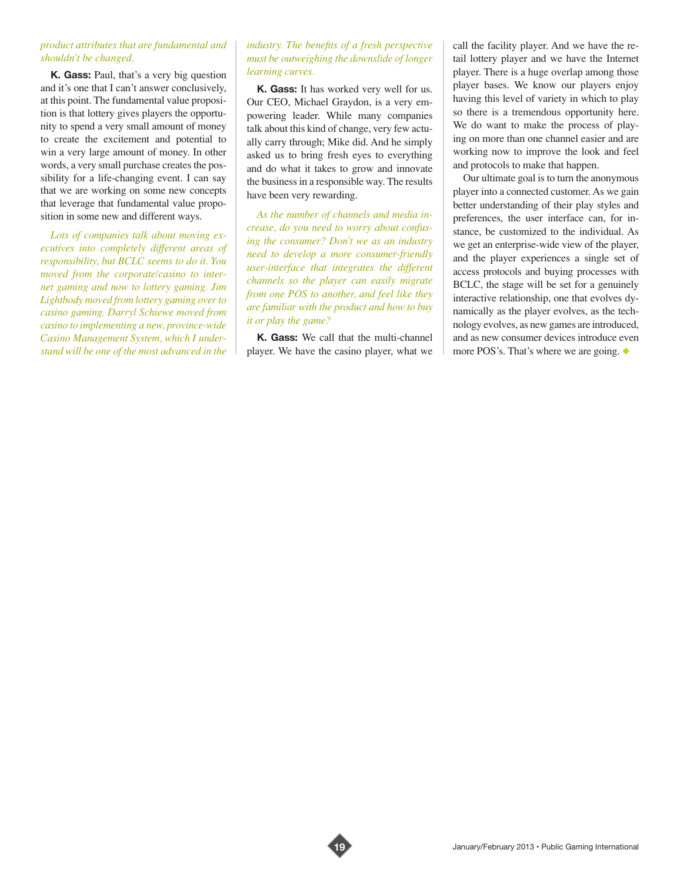*product attributes that are fundamental and shouldn't be changed.*

**K. Gass:** Paul, that's a very big question and it's one that I can't answer conclusively, at this point. The fundamental value proposition is that lottery gives players the opportunity to spend a very small amount of money to create the excitement and potential to win a very large amount of money. In other words, a very small purchase creates the possibility for a life-changing event. I can say that we are working on some new concepts that leverage that fundamental value proposition in some new and different ways.

*Lots of companies talk about moving executives into completely different areas of responsibility, but BCLC seems to do it. You moved from the corporate/casino to internet gaming and now to lottery gaming. Jim Lightbody moved from lottery gaming over to casino gaming. Darryl Schiewe moved from casino to implementing a new, province-wide Casino Management System, which I understand will be one of the most advanced in the industry. The benefits of a fresh perspective must be outweighing the downslide of longer learning curves.*

**K. Gass:** It has worked very well for us. Our CEO, Michael Graydon, is a very empowering leader. While many companies talk about this kind of change, very few actually carry through; Mike did. And he simply asked us to bring fresh eyes to everything and do what it takes to grow and innovate the business in a responsible way. The results have been very rewarding.

*As the number of channels and media increase, do you need to worry about confusing the consumer? Don't we as an industry need to develop a more consumer-friendly user-interface that integrates the different channels so the player can easily migrate from one POS to another, and feel like they are familiar with the product and how to buy it or play the game?*

**K. Gass:** We call that the multi-channel player. We have the casino player, what we call the facility player. And we have the retail lottery player and we have the Internet player. There is a huge overlap among those player bases. We know our players enjoy having this level of variety in which to play so there is a tremendous opportunity here. We do want to make the process of playing on more than one channel easier and are working now to improve the look and feel and protocols to make that happen.

Our ultimate goal is to turn the anonymous player into a connected customer. As we gain better understanding of their play styles and preferences, the user interface can, for instance, be customized to the individual. As we get an enterprise-wide view of the player, and the player experiences a single set of access protocols and buying processes with BCLC, the stage will be set for a genuinely interactive relationship, one that evolves dynamically as the player evolves, as the technology evolves, as new games are introduced, and as new consumer devices introduce even more POS's. That's where we are going. ◆